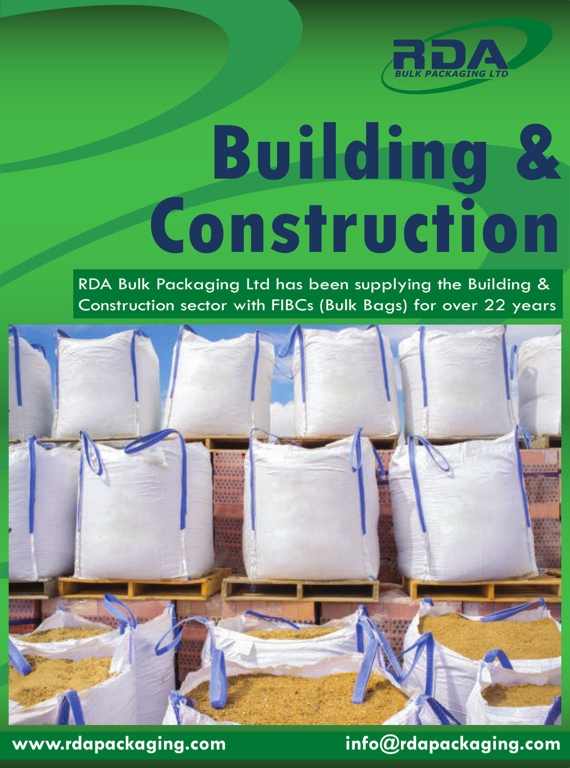RDA

BULK PACKAGING LTD

# Building & Construction

RDA Bulk Packaging Ltd has been supplying the Building & Construction sector with FIBCs (Bulk Bags) for over 22 years

**www.rdapackaging.com** **info@rdapackaging.com**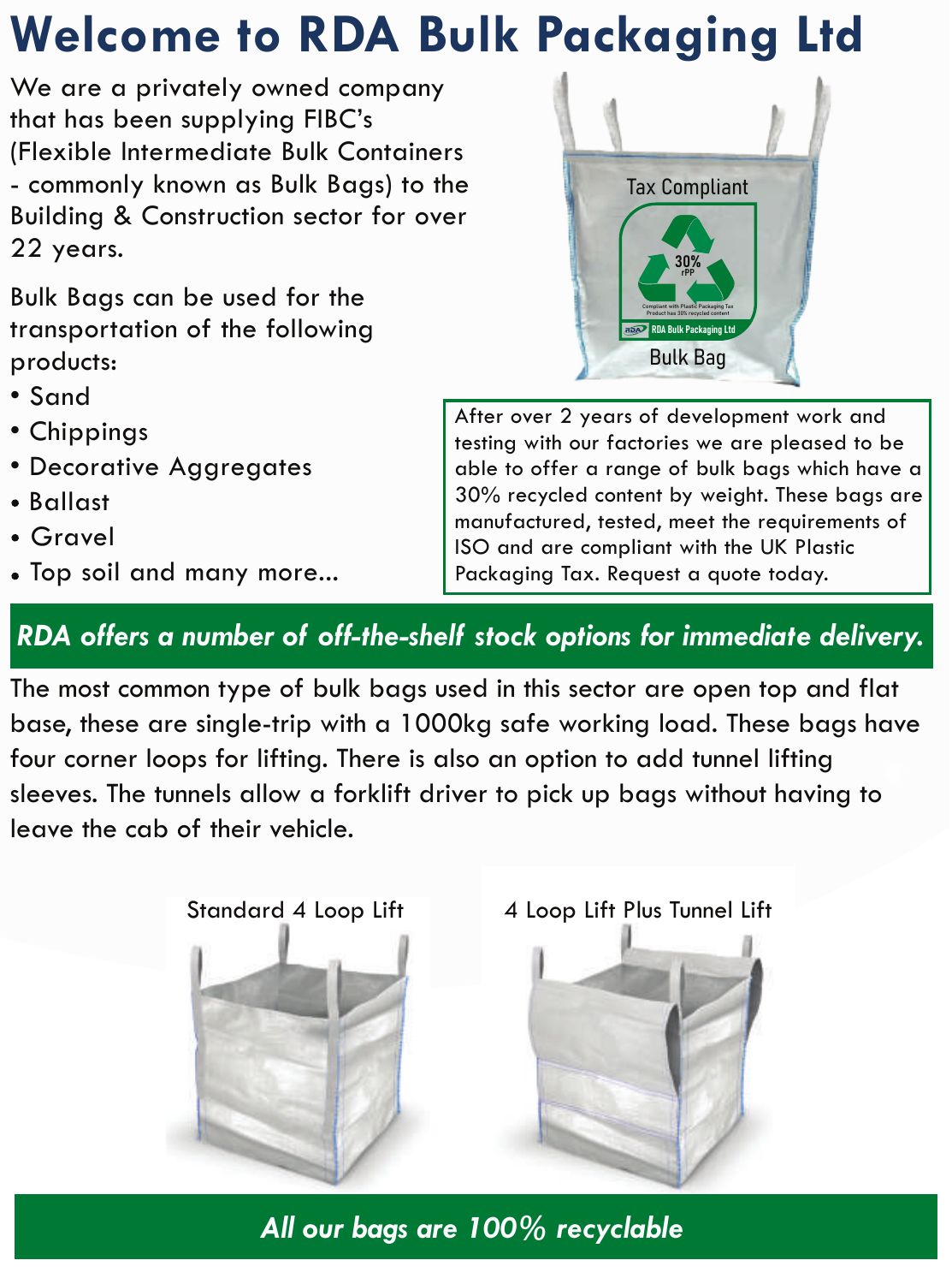# Welcome to RDA Bulk Packaging Ltd

We are a privately owned company that has been supplying FIBC's (Flexible Intermediate Bulk Containers - commonly known as Bulk Bags) to the Building & Construction sector for over 22 years.

Bulk Bags can be used for the transportation of the following products:

- Sand
- Chippings
- Decorative Aggregates
- Ballast
- Gravel
- Top soil and many more...

Tax Compliant

30% rPP

Compliant with Plastic Packaging Tax Product has 30% recycled content

RDA Bulk Packaging Ltd

Bulk Bag

After over 2 years of development work and testing with our factories we are pleased to be able to offer a range of bulk bags which have a 30% recycled content by weight. These bags are manufactured, tested, meet the requirements of ISO and are compliant with the UK Plastic Packaging Tax. Request a quote today.

***RDA offers a number of off-the-shelf stock options for immediate delivery.***

The most common type of bulk bags used in this sector are open top and flat base, these are single-trip with a 1000kg safe working load. These bags have four corner loops for lifting. There is also an option to add tunnel lifting sleeves. The tunnels allow a forklift driver to pick up bags without having to leave the cab of their vehicle.

Standard 4 Loop Lift

4 Loop Lift Plus Tunnel Lift

***All our bags are 100% recyclable***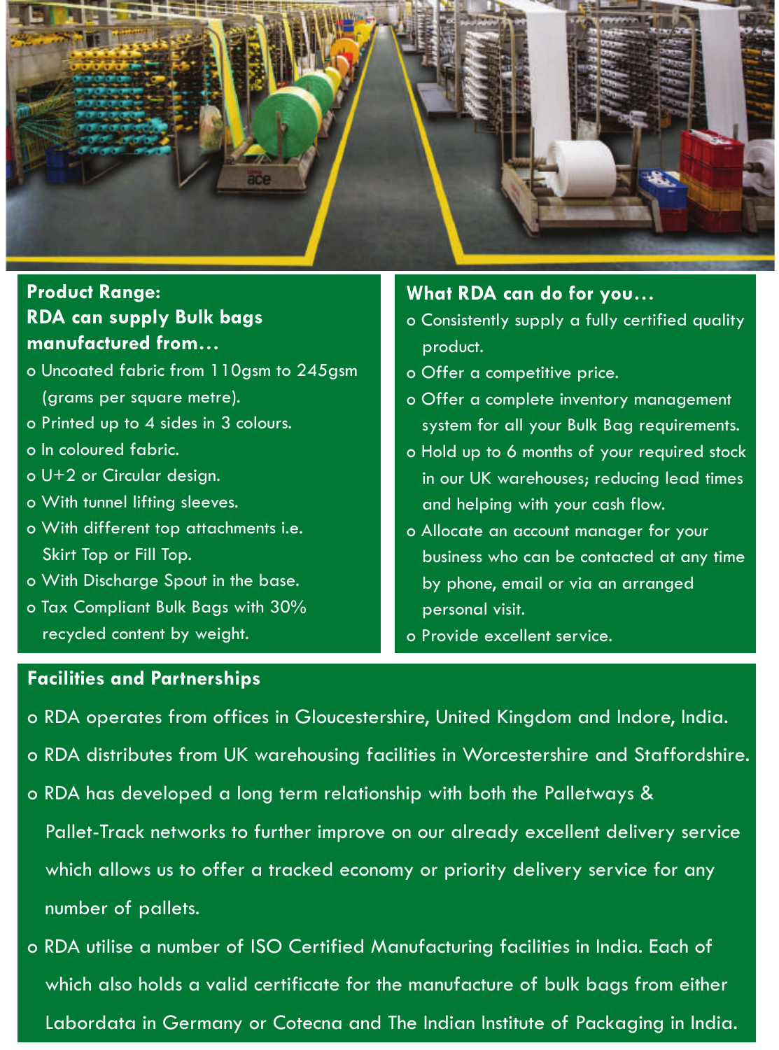## Product Range:

### RDA can supply Bulk bags manufactured from…

- Uncoated fabric from 110gsm to 245gsm (grams per square metre).
- Printed up to 4 sides in 3 colours.
- In coloured fabric.
- U+2 or Circular design.
- With tunnel lifting sleeves.
- With different top attachments i.e. Skirt Top or Fill Top.
- With Discharge Spout in the base.
- Tax Compliant Bulk Bags with 30% recycled content by weight.

## What RDA can do for you…

- Consistently supply a fully certified quality product.
- Offer a competitive price.
- Offer a complete inventory management system for all your Bulk Bag requirements.
- Hold up to 6 months of your required stock in our UK warehouses; reducing lead times and helping with your cash flow.
- Allocate an account manager for your business who can be contacted at any time by phone, email or via an arranged personal visit.
- Provide excellent service.

## Facilities and Partnerships

- RDA operates from offices in Gloucestershire, United Kingdom and Indore, India.
- RDA distributes from UK warehousing facilities in Worcestershire and Staffordshire.
- RDA has developed a long term relationship with both the Palletways & Pallet-Track networks to further improve on our already excellent delivery service which allows us to offer a tracked economy or priority delivery service for any number of pallets.
- RDA utilise a number of ISO Certified Manufacturing facilities in India. Each of which also holds a valid certificate for the manufacture of bulk bags from either Labordata in Germany or Cotecna and The Indian Institute of Packaging in India.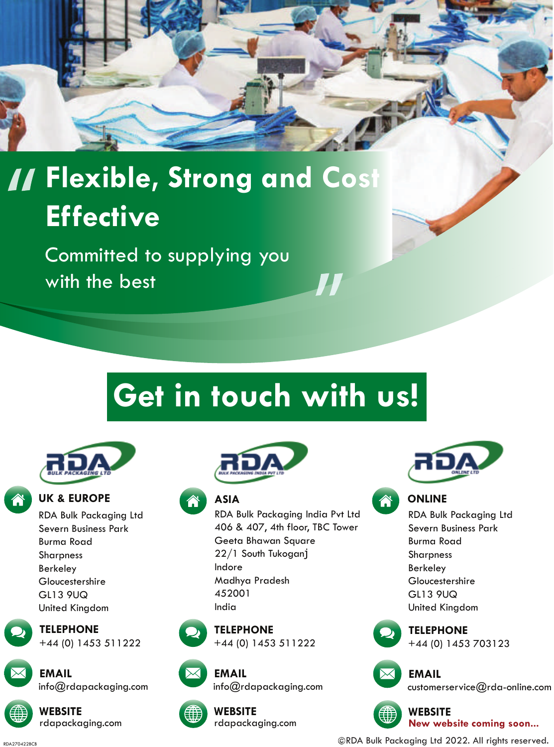# Flexible, Strong and Cost Effective

Committed to supplying you with the best

## Get in touch with us!

### UK & EUROPE

RDA Bulk Packaging Ltd
Severn Business Park
Burma Road
Sharpness
Berkeley
Gloucestershire
GL13 9UQ
United Kingdom

**TELEPHONE**
+44 (0) 1453 511222

**EMAIL**
info@rdapackaging.com

**WEBSITE**
rdapackaging.com

### ASIA

RDA Bulk Packaging India Pvt Ltd
406 & 407, 4th floor, TBC Tower
Geeta Bhawan Square
22/1 South Tukoganj
Indore
Madhya Pradesh
452001
India

**TELEPHONE**
+44 (0) 1453 511222

**EMAIL**
info@rdapackaging.com

**WEBSITE**
rdapackaging.com

### ONLINE

RDA Bulk Packaging Ltd
Severn Business Park
Burma Road
Sharpness
Berkeley
Gloucestershire
GL13 9UQ
United Kingdom

**TELEPHONE**
+44 (0) 1453 703123

**EMAIL**
customerservice@rda-online.com

**WEBSITE**
**New website coming soon...**

RDA270422BCB

©RDA Bulk Packaging Ltd 2022. All rights reserved.